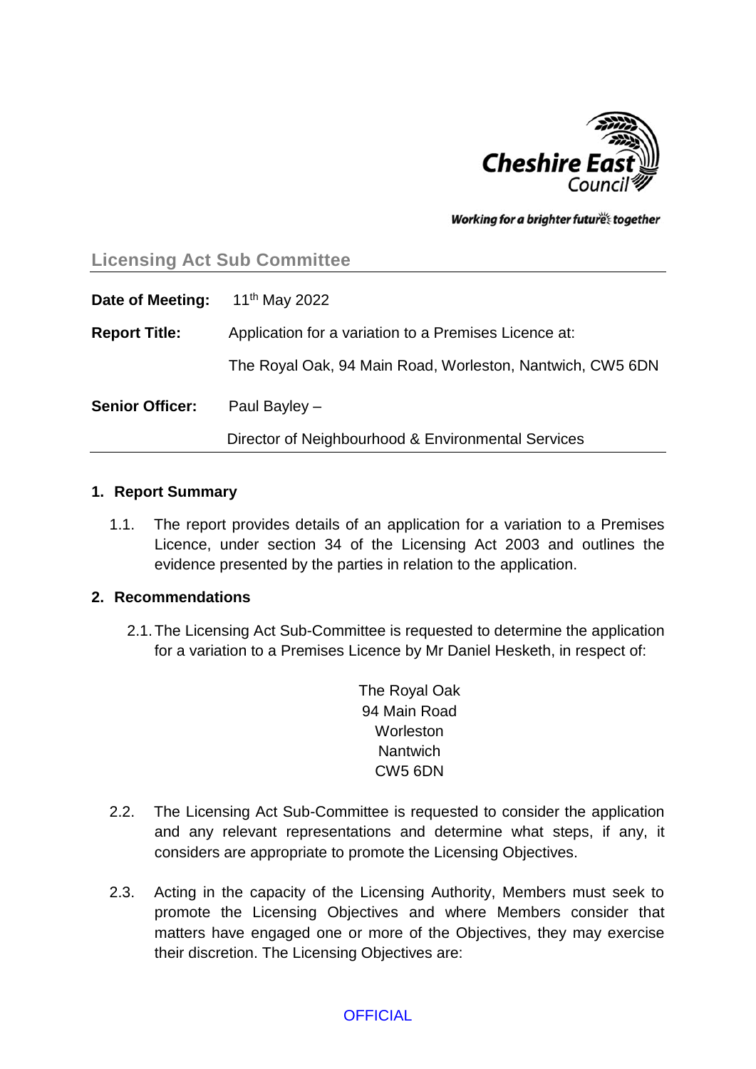Cheshire East Council

*Working for a brighter future together*

## Licensing Act Sub Committee

**Date of Meeting:** 11th May 2022

**Report Title:** Application for a variation to a Premises Licence at:

The Royal Oak, 94 Main Road, Worleston, Nantwich, CW5 6DN

**Senior Officer:** Paul Bayley –

Director of Neighbourhood & Environmental Services

---

### 1. Report Summary

1.1. The report provides details of an application for a variation to a Premises Licence, under section 34 of the Licensing Act 2003 and outlines the evidence presented by the parties in relation to the application.

### 2. Recommendations

2.1. The Licensing Act Sub-Committee is requested to determine the application for a variation to a Premises Licence by Mr Daniel Hesketh, in respect of:

The Royal Oak
94 Main Road
Worleston
Nantwich
CW5 6DN

2.2. The Licensing Act Sub-Committee is requested to consider the application and any relevant representations and determine what steps, if any, it considers are appropriate to promote the Licensing Objectives.

2.3. Acting in the capacity of the Licensing Authority, Members must seek to promote the Licensing Objectives and where Members consider that matters have engaged one or more of the Objectives, they may exercise their discretion. The Licensing Objectives are:

OFFICIAL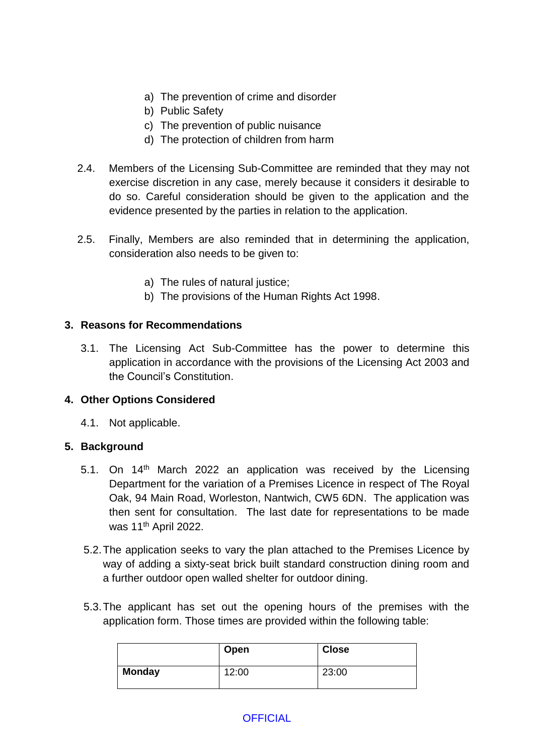a) The prevention of crime and disorder
b) Public Safety
c) The prevention of public nuisance
d) The protection of children from harm

2.4. Members of the Licensing Sub-Committee are reminded that they may not exercise discretion in any case, merely because it considers it desirable to do so. Careful consideration should be given to the application and the evidence presented by the parties in relation to the application.

2.5. Finally, Members are also reminded that in determining the application, consideration also needs to be given to:

a) The rules of natural justice;
b) The provisions of the Human Rights Act 1998.

## 3. Reasons for Recommendations

3.1. The Licensing Act Sub-Committee has the power to determine this application in accordance with the provisions of the Licensing Act 2003 and the Council's Constitution.

## 4. Other Options Considered

4.1. Not applicable.

## 5. Background

5.1. On 14th March 2022 an application was received by the Licensing Department for the variation of a Premises Licence in respect of The Royal Oak, 94 Main Road, Worleston, Nantwich, CW5 6DN. The application was then sent for consultation. The last date for representations to be made was 11th April 2022.

5.2. The application seeks to vary the plan attached to the Premises Licence by way of adding a sixty-seat brick built standard construction dining room and a further outdoor open walled shelter for outdoor dining.

5.3. The applicant has set out the opening hours of the premises with the application form. Those times are provided within the following table:

| | Open | Close |
|---|---|---|
| **Monday** | 12:00 | 23:00 |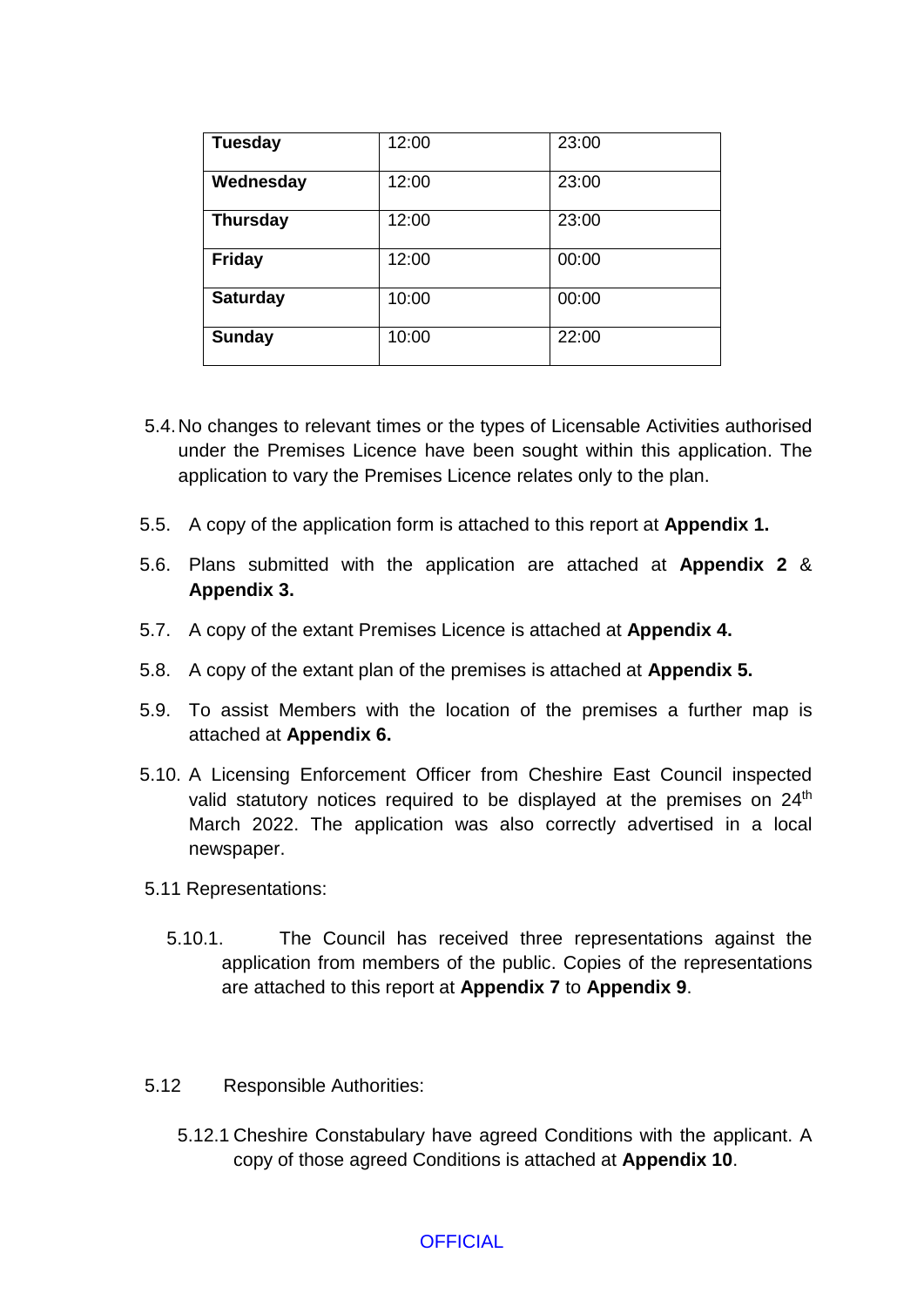| Tuesday | 12:00 | 23:00 |
| --- | --- | --- |
| **Wednesday** | 12:00 | 23:00 |
| **Thursday** | 12:00 | 23:00 |
| **Friday** | 12:00 | 00:00 |
| **Saturday** | 10:00 | 00:00 |
| **Sunday** | 10:00 | 22:00 |

5.4. No changes to relevant times or the types of Licensable Activities authorised under the Premises Licence have been sought within this application. The application to vary the Premises Licence relates only to the plan.

5.5. A copy of the application form is attached to this report at **Appendix 1.**

5.6. Plans submitted with the application are attached at **Appendix 2** & **Appendix 3.**

5.7. A copy of the extant Premises Licence is attached at **Appendix 4.**

5.8. A copy of the extant plan of the premises is attached at **Appendix 5.**

5.9. To assist Members with the location of the premises a further map is attached at **Appendix 6.**

5.10. A Licensing Enforcement Officer from Cheshire East Council inspected valid statutory notices required to be displayed at the premises on 24th March 2022. The application was also correctly advertised in a local newspaper.

5.11 Representations:

5.10.1. The Council has received three representations against the application from members of the public. Copies of the representations are attached to this report at **Appendix 7** to **Appendix 9**.

5.12 Responsible Authorities:

5.12.1 Cheshire Constabulary have agreed Conditions with the applicant. A copy of those agreed Conditions is attached at **Appendix 10**.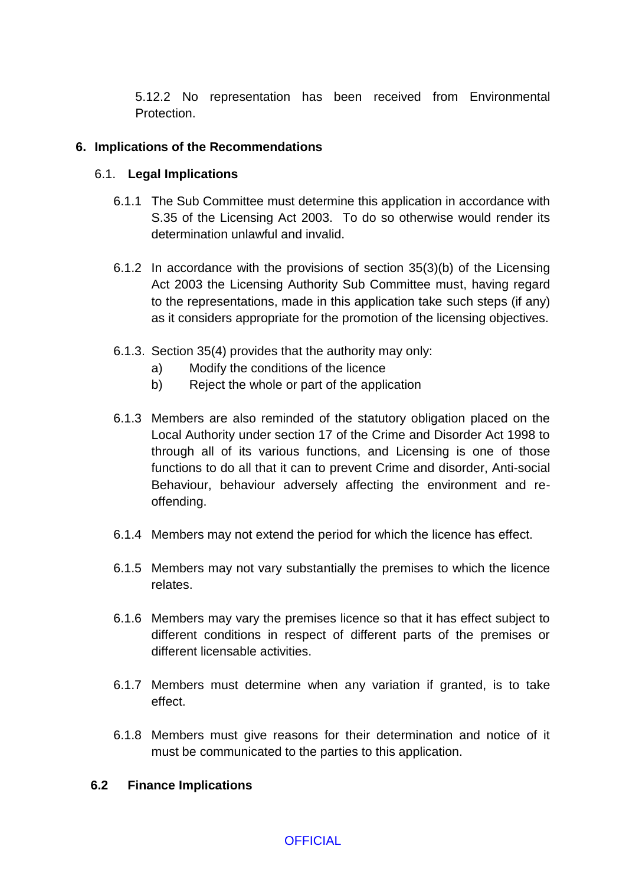5.12.2 No representation has been received from Environmental Protection.

## 6. Implications of the Recommendations

### 6.1. Legal Implications

6.1.1 The Sub Committee must determine this application in accordance with S.35 of the Licensing Act 2003. To do so otherwise would render its determination unlawful and invalid.

6.1.2 In accordance with the provisions of section 35(3)(b) of the Licensing Act 2003 the Licensing Authority Sub Committee must, having regard to the representations, made in this application take such steps (if any) as it considers appropriate for the promotion of the licensing objectives.

6.1.3. Section 35(4) provides that the authority may only:

a) Modify the conditions of the licence

b) Reject the whole or part of the application

6.1.3 Members are also reminded of the statutory obligation placed on the Local Authority under section 17 of the Crime and Disorder Act 1998 to through all of its various functions, and Licensing is one of those functions to do all that it can to prevent Crime and disorder, Anti-social Behaviour, behaviour adversely affecting the environment and re-offending.

6.1.4 Members may not extend the period for which the licence has effect.

6.1.5 Members may not vary substantially the premises to which the licence relates.

6.1.6 Members may vary the premises licence so that it has effect subject to different conditions in respect of different parts of the premises or different licensable activities.

6.1.7 Members must determine when any variation if granted, is to take effect.

6.1.8 Members must give reasons for their determination and notice of it must be communicated to the parties to this application.

### 6.2 Finance Implications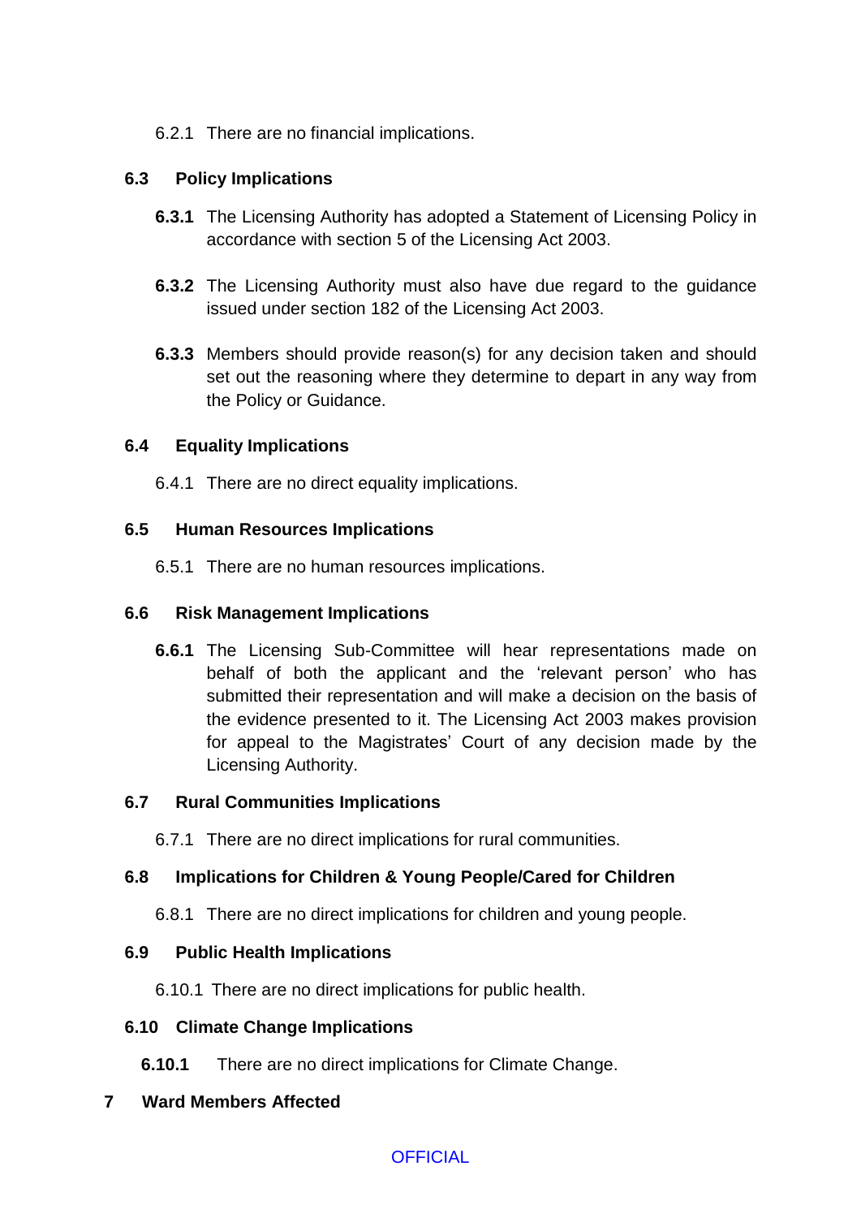6.2.1 There are no financial implications.

### 6.3 Policy Implications

**6.3.1** The Licensing Authority has adopted a Statement of Licensing Policy in accordance with section 5 of the Licensing Act 2003.

**6.3.2** The Licensing Authority must also have due regard to the guidance issued under section 182 of the Licensing Act 2003.

**6.3.3** Members should provide reason(s) for any decision taken and should set out the reasoning where they determine to depart in any way from the Policy or Guidance.

### 6.4 Equality Implications

6.4.1 There are no direct equality implications.

### 6.5 Human Resources Implications

6.5.1 There are no human resources implications.

### 6.6 Risk Management Implications

**6.6.1** The Licensing Sub-Committee will hear representations made on behalf of both the applicant and the 'relevant person' who has submitted their representation and will make a decision on the basis of the evidence presented to it. The Licensing Act 2003 makes provision for appeal to the Magistrates' Court of any decision made by the Licensing Authority.

### 6.7 Rural Communities Implications

6.7.1 There are no direct implications for rural communities.

### 6.8 Implications for Children & Young People/Cared for Children

6.8.1 There are no direct implications for children and young people.

### 6.9 Public Health Implications

6.10.1 There are no direct implications for public health.

### 6.10 Climate Change Implications

**6.10.1** There are no direct implications for Climate Change.

## 7 Ward Members Affected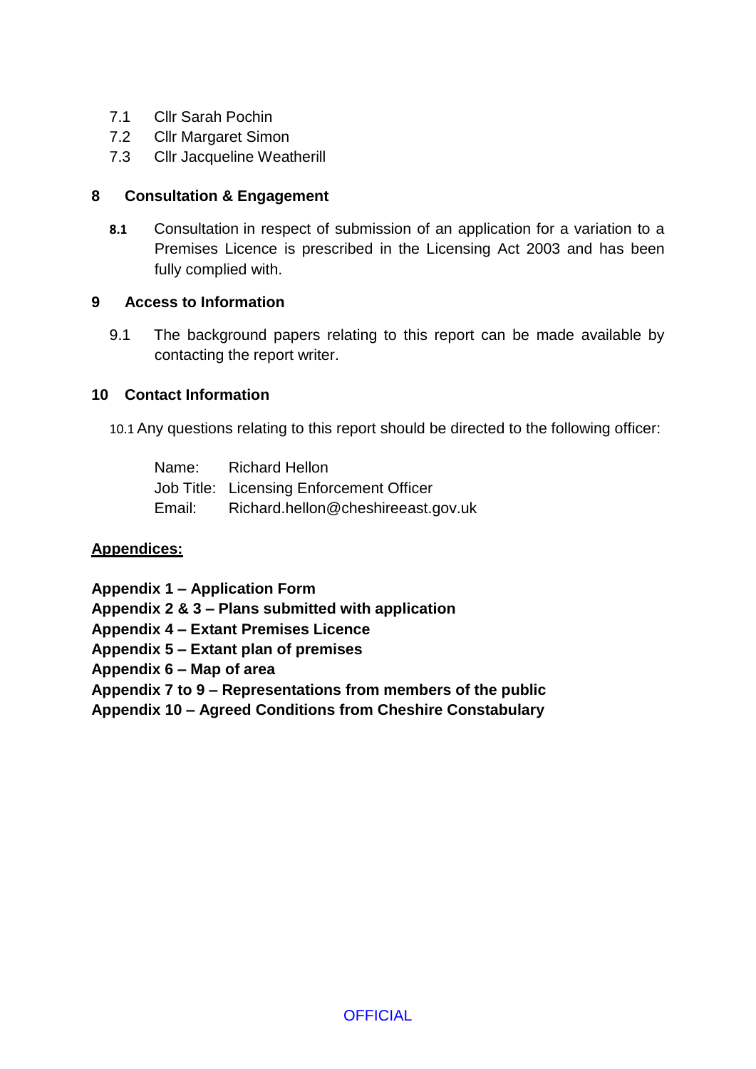7.1 Cllr Sarah Pochin

7.2 Cllr Margaret Simon

7.3 Cllr Jacqueline Weatherill

## 8 Consultation & Engagement

**8.1** Consultation in respect of submission of an application for a variation to a Premises Licence is prescribed in the Licensing Act 2003 and has been fully complied with.

## 9 Access to Information

9.1 The background papers relating to this report can be made available by contacting the report writer.

## 10 Contact Information

10.1 Any questions relating to this report should be directed to the following officer:

Name: Richard Hellon

Job Title: Licensing Enforcement Officer

Email: Richard.hellon@cheshireeast.gov.uk

**Appendices:**

**Appendix 1 – Application Form**

**Appendix 2 & 3 – Plans submitted with application**

**Appendix 4 – Extant Premises Licence**

**Appendix 5 – Extant plan of premises**

**Appendix 6 – Map of area**

**Appendix 7 to 9 – Representations from members of the public**

**Appendix 10 – Agreed Conditions from Cheshire Constabulary**